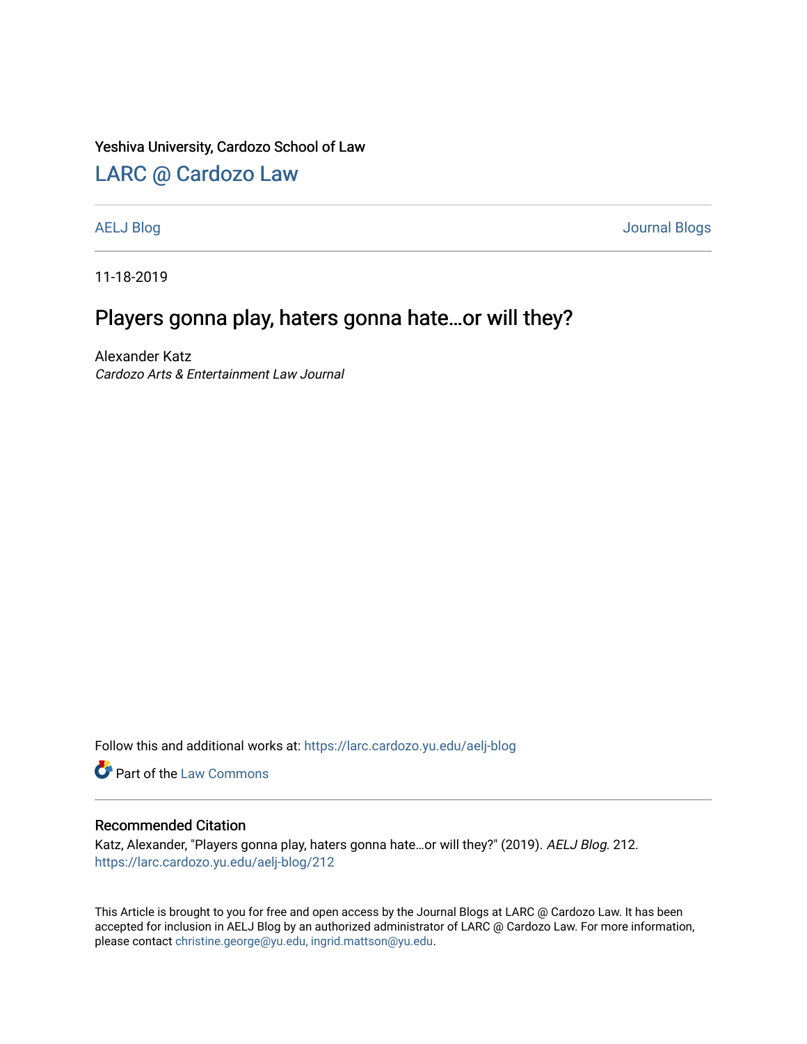Yeshiva University, Cardozo School of Law

## LARC @ Cardozo Law

AELJ Blog | Journal Blogs

11-18-2019

# Players gonna play, haters gonna hate…or will they?

Alexander Katz
*Cardozo Arts & Entertainment Law Journal*

Follow this and additional works at: https://larc.cardozo.yu.edu/aelj-blog

Part of the Law Commons

### Recommended Citation

Katz, Alexander, "Players gonna play, haters gonna hate…or will they?" (2019). *AELJ Blog*. 212.
https://larc.cardozo.yu.edu/aelj-blog/212

This Article is brought to you for free and open access by the Journal Blogs at LARC @ Cardozo Law. It has been accepted for inclusion in AELJ Blog by an authorized administrator of LARC @ Cardozo Law. For more information, please contact christine.george@yu.edu, ingrid.mattson@yu.edu.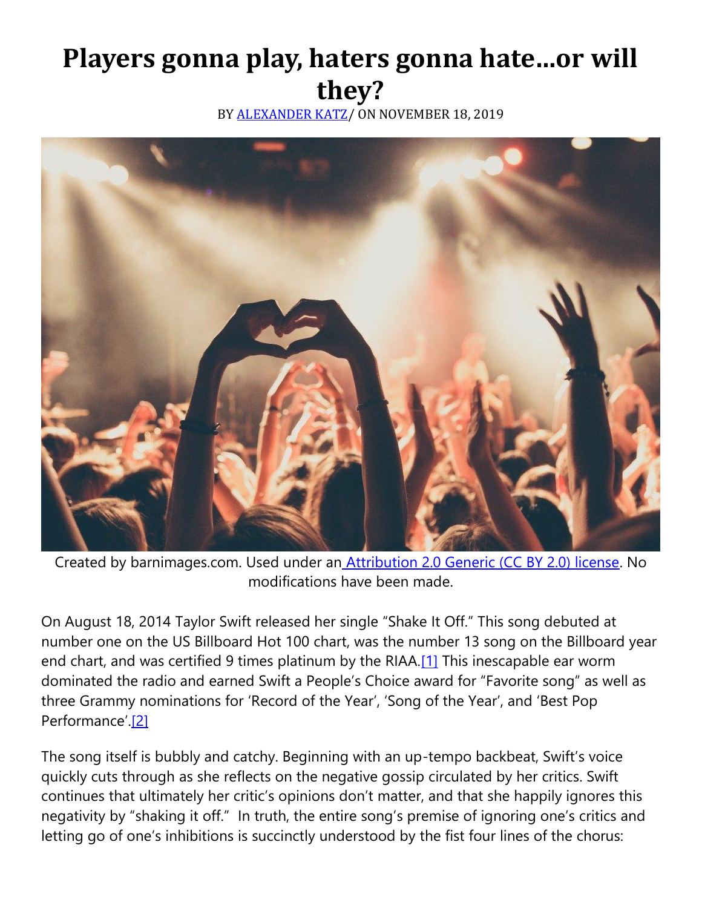# Players gonna play, haters gonna hate…or will they?

BY [ALEXANDER KATZ](#)/ ON NOVEMBER 18, 2019

Created by barnimages.com. Used under an [Attribution 2.0 Generic (CC BY 2.0) license](#). No modifications have been made.

On August 18, 2014 Taylor Swift released her single "Shake It Off." This song debuted at number one on the US Billboard Hot 100 chart, was the number 13 song on the Billboard year end chart, and was certified 9 times platinum by the RIAA.[1] This inescapable ear worm dominated the radio and earned Swift a People's Choice award for "Favorite song" as well as three Grammy nominations for 'Record of the Year', 'Song of the Year', and 'Best Pop Performance'.[2]

The song itself is bubbly and catchy. Beginning with an up-tempo backbeat, Swift's voice quickly cuts through as she reflects on the negative gossip circulated by her critics. Swift continues that ultimately her critic's opinions don't matter, and that she happily ignores this negativity by "shaking it off." In truth, the entire song's premise of ignoring one's critics and letting go of one's inhibitions is succinctly understood by the fist four lines of the chorus: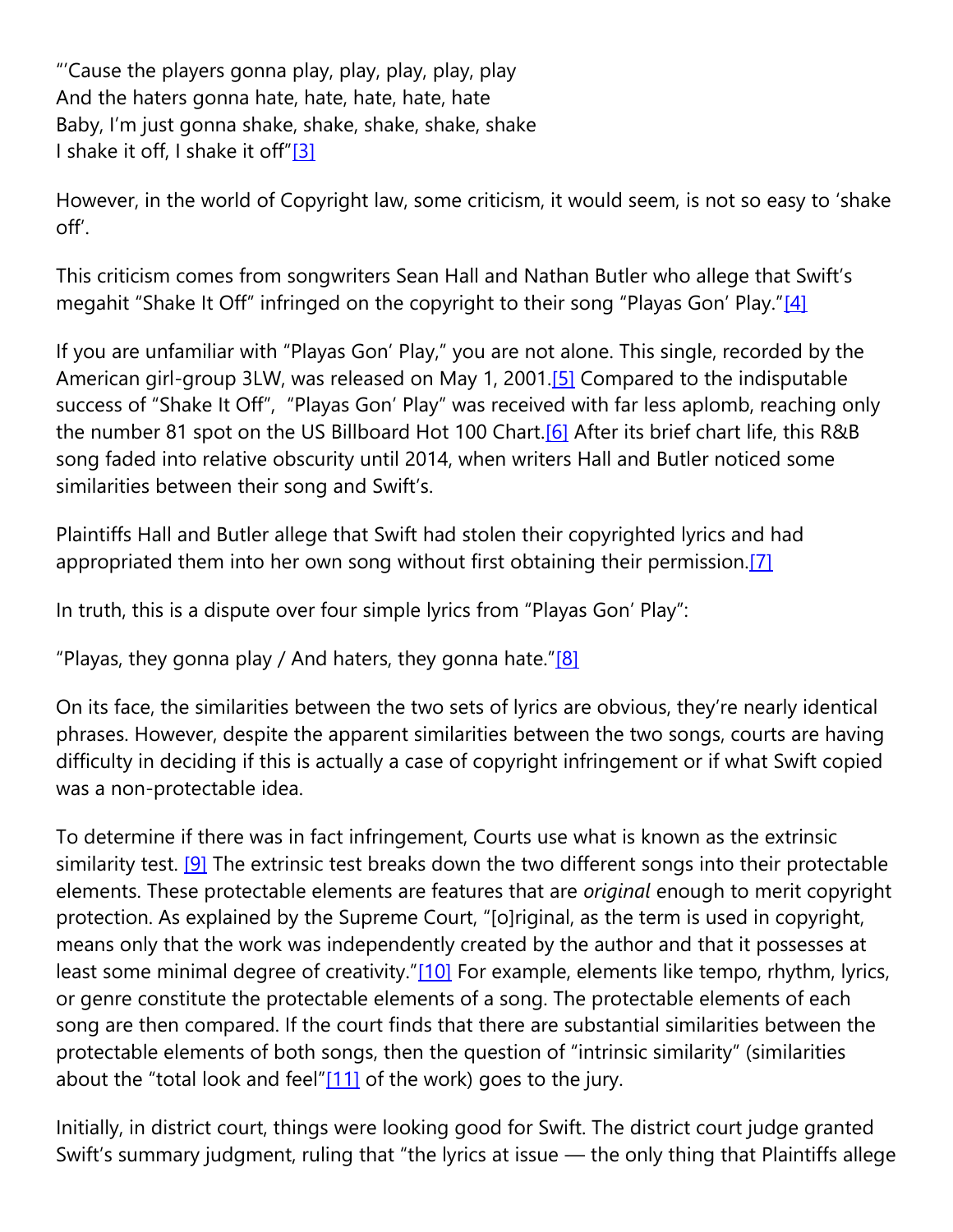"'Cause the players gonna play, play, play, play, play
And the haters gonna hate, hate, hate, hate, hate
Baby, I'm just gonna shake, shake, shake, shake, shake
I shake it off, I shake it off"[3]

However, in the world of Copyright law, some criticism, it would seem, is not so easy to 'shake off'.

This criticism comes from songwriters Sean Hall and Nathan Butler who allege that Swift's megahit "Shake It Off" infringed on the copyright to their song "Playas Gon' Play."[4]

If you are unfamiliar with "Playas Gon' Play," you are not alone. This single, recorded by the American girl-group 3LW, was released on May 1, 2001.[5] Compared to the indisputable success of "Shake It Off", "Playas Gon' Play" was received with far less aplomb, reaching only the number 81 spot on the US Billboard Hot 100 Chart.[6] After its brief chart life, this R&B song faded into relative obscurity until 2014, when writers Hall and Butler noticed some similarities between their song and Swift's.

Plaintiffs Hall and Butler allege that Swift had stolen their copyrighted lyrics and had appropriated them into her own song without first obtaining their permission.[7]

In truth, this is a dispute over four simple lyrics from "Playas Gon' Play":

"Playas, they gonna play / And haters, they gonna hate."[8]

On its face, the similarities between the two sets of lyrics are obvious, they're nearly identical phrases. However, despite the apparent similarities between the two songs, courts are having difficulty in deciding if this is actually a case of copyright infringement or if what Swift copied was a non-protectable idea.

To determine if there was in fact infringement, Courts use what is known as the extrinsic similarity test. [9] The extrinsic test breaks down the two different songs into their protectable elements. These protectable elements are features that are *original* enough to merit copyright protection. As explained by the Supreme Court, "[o]riginal, as the term is used in copyright, means only that the work was independently created by the author and that it possesses at least some minimal degree of creativity."[10] For example, elements like tempo, rhythm, lyrics, or genre constitute the protectable elements of a song. The protectable elements of each song are then compared. If the court finds that there are substantial similarities between the protectable elements of both songs, then the question of "intrinsic similarity" (similarities about the "total look and feel"[11] of the work) goes to the jury.

Initially, in district court, things were looking good for Swift. The district court judge granted Swift's summary judgment, ruling that "the lyrics at issue — the only thing that Plaintiffs allege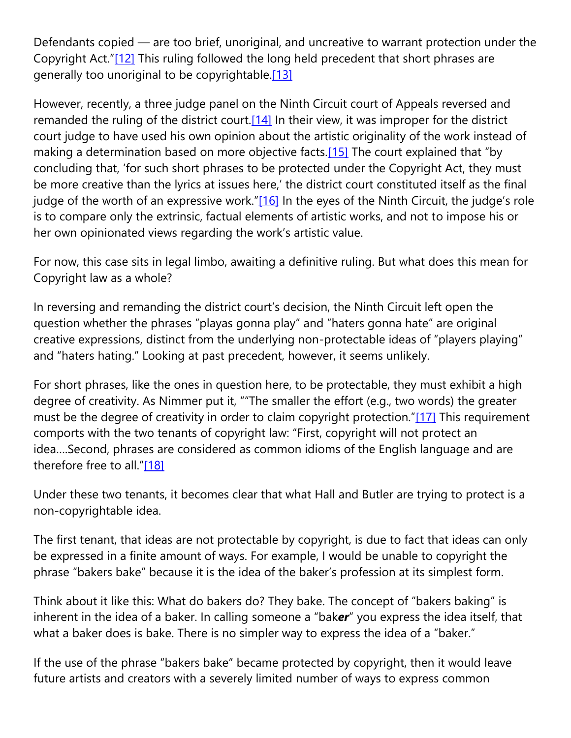Defendants copied — are too brief, unoriginal, and uncreative to warrant protection under the Copyright Act."[12] This ruling followed the long held precedent that short phrases are generally too unoriginal to be copyrightable.[13]

However, recently, a three judge panel on the Ninth Circuit court of Appeals reversed and remanded the ruling of the district court.[14] In their view, it was improper for the district court judge to have used his own opinion about the artistic originality of the work instead of making a determination based on more objective facts.[15] The court explained that "by concluding that, 'for such short phrases to be protected under the Copyright Act, they must be more creative than the lyrics at issues here,' the district court constituted itself as the final judge of the worth of an expressive work."[16] In the eyes of the Ninth Circuit, the judge's role is to compare only the extrinsic, factual elements of artistic works, and not to impose his or her own opinionated views regarding the work's artistic value.

For now, this case sits in legal limbo, awaiting a definitive ruling. But what does this mean for Copyright law as a whole?

In reversing and remanding the district court's decision, the Ninth Circuit left open the question whether the phrases "playas gonna play" and "haters gonna hate" are original creative expressions, distinct from the underlying non-protectable ideas of "players playing" and "haters hating." Looking at past precedent, however, it seems unlikely.

For short phrases, like the ones in question here, to be protectable, they must exhibit a high degree of creativity. As Nimmer put it, ""The smaller the effort (e.g., two words) the greater must be the degree of creativity in order to claim copyright protection."[17] This requirement comports with the two tenants of copyright law: "First, copyright will not protect an idea....Second, phrases are considered as common idioms of the English language and are therefore free to all."[18]

Under these two tenants, it becomes clear that what Hall and Butler are trying to protect is a non-copyrightable idea.

The first tenant, that ideas are not protectable by copyright, is due to fact that ideas can only be expressed in a finite amount of ways. For example, I would be unable to copyright the phrase "bakers bake" because it is the idea of the baker's profession at its simplest form.

Think about it like this: What do bakers do? They bake. The concept of "bakers baking" is inherent in the idea of a baker. In calling someone a "bak***er***" you express the idea itself, that what a baker does is bake. There is no simpler way to express the idea of a "baker."

If the use of the phrase "bakers bake" became protected by copyright, then it would leave future artists and creators with a severely limited number of ways to express common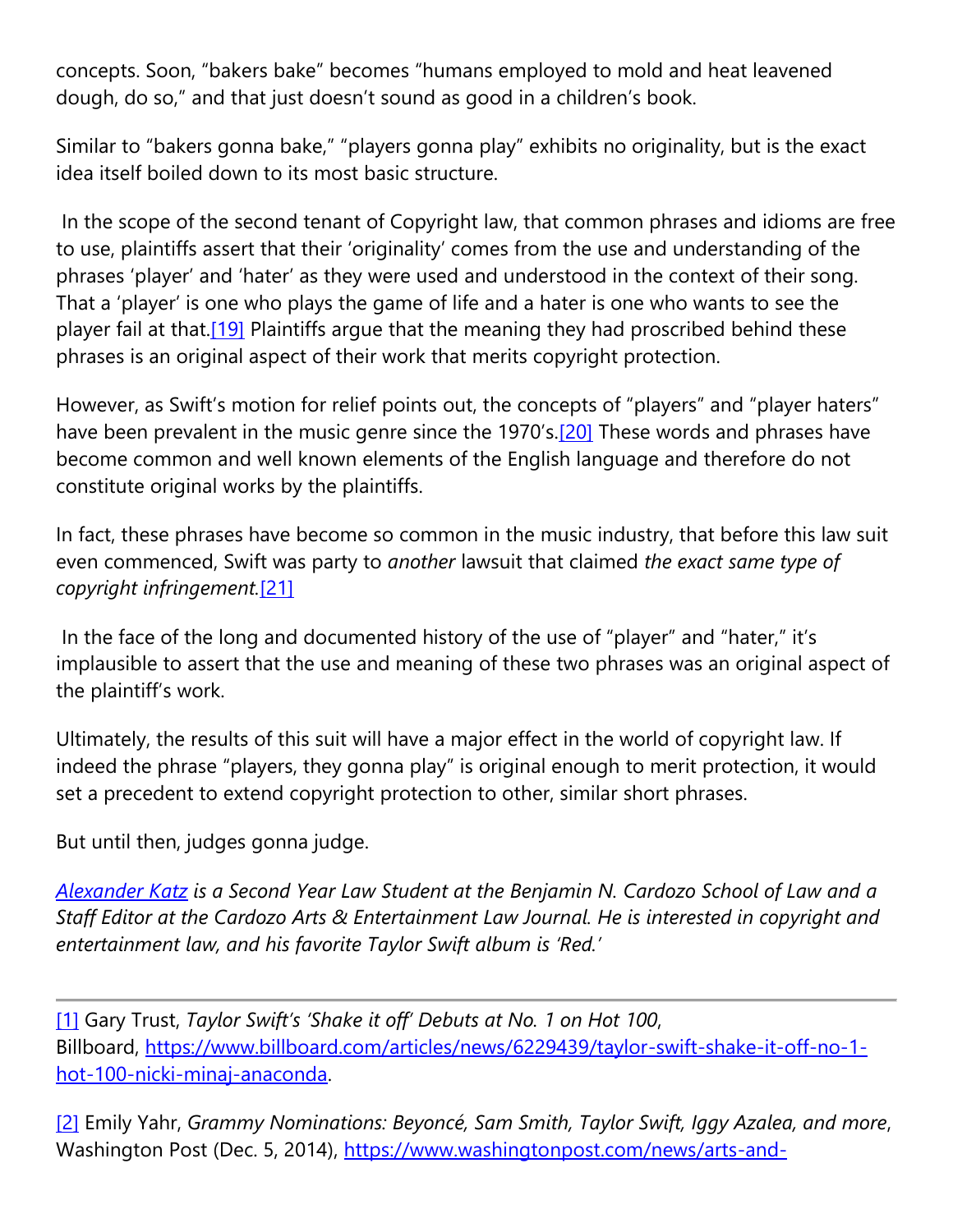concepts. Soon, "bakers bake" becomes "humans employed to mold and heat leavened dough, do so," and that just doesn't sound as good in a children's book.

Similar to "bakers gonna bake," "players gonna play" exhibits no originality, but is the exact idea itself boiled down to its most basic structure.

In the scope of the second tenant of Copyright law, that common phrases and idioms are free to use, plaintiffs assert that their 'originality' comes from the use and understanding of the phrases 'player' and 'hater' as they were used and understood in the context of their song. That a 'player' is one who plays the game of life and a hater is one who wants to see the player fail at that.[19] Plaintiffs argue that the meaning they had proscribed behind these phrases is an original aspect of their work that merits copyright protection.

However, as Swift's motion for relief points out, the concepts of "players" and "player haters" have been prevalent in the music genre since the 1970's.[20] These words and phrases have become common and well known elements of the English language and therefore do not constitute original works by the plaintiffs.

In fact, these phrases have become so common in the music industry, that before this law suit even commenced, Swift was party to *another* lawsuit that claimed *the exact same type of copyright infringement.*[21]

In the face of the long and documented history of the use of "player" and "hater," it's implausible to assert that the use and meaning of these two phrases was an original aspect of the plaintiff's work.

Ultimately, the results of this suit will have a major effect in the world of copyright law. If indeed the phrase "players, they gonna play" is original enough to merit protection, it would set a precedent to extend copyright protection to other, similar short phrases.

But until then, judges gonna judge.

*Alexander Katz is a Second Year Law Student at the Benjamin N. Cardozo School of Law and a Staff Editor at the Cardozo Arts & Entertainment Law Journal. He is interested in copyright and entertainment law, and his favorite Taylor Swift album is 'Red.'*

---

[1] Gary Trust, *Taylor Swift's 'Shake it off' Debuts at No. 1 on Hot 100*, Billboard, https://www.billboard.com/articles/news/6229439/taylor-swift-shake-it-off-no-1-hot-100-nicki-minaj-anaconda.

[2] Emily Yahr, *Grammy Nominations: Beyoncé, Sam Smith, Taylor Swift, Iggy Azalea, and more*, Washington Post (Dec. 5, 2014), https://www.washingtonpost.com/news/arts-and-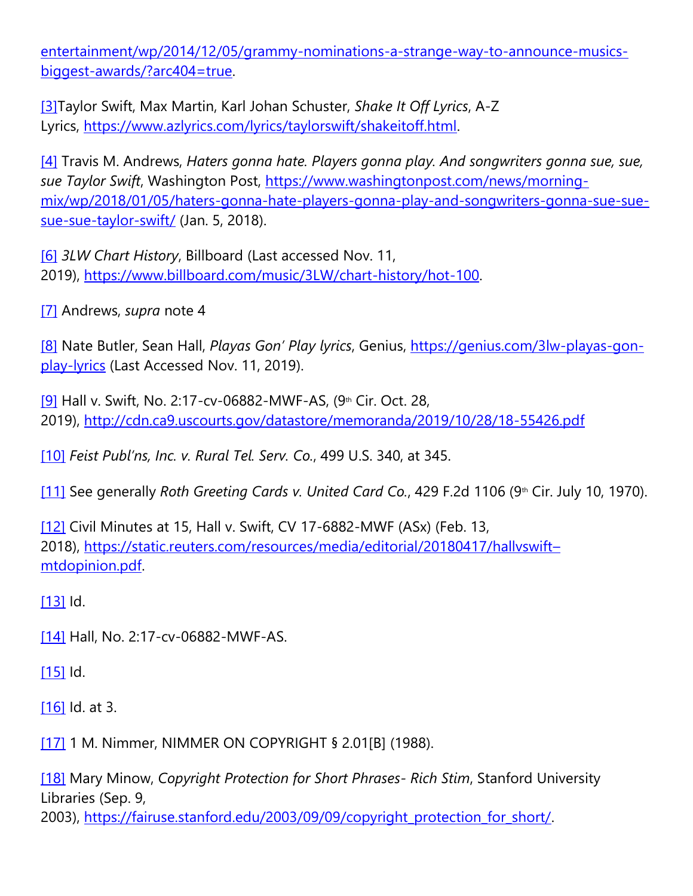entertainment/wp/2014/12/05/grammy-nominations-a-strange-way-to-announce-musics-biggest-awards/?arc404=true.

[3]Taylor Swift, Max Martin, Karl Johan Schuster, *Shake It Off Lyrics*, A-Z Lyrics, https://www.azlyrics.com/lyrics/taylorswift/shakeitoff.html.

[4] Travis M. Andrews, *Haters gonna hate. Players gonna play. And songwriters gonna sue, sue, sue Taylor Swift*, Washington Post, https://www.washingtonpost.com/news/morning-mix/wp/2018/01/05/haters-gonna-hate-players-gonna-play-and-songwriters-gonna-sue-sue-sue-sue-taylor-swift/ (Jan. 5, 2018).

[6] *3LW Chart History*, Billboard (Last accessed Nov. 11, 2019), https://www.billboard.com/music/3LW/chart-history/hot-100.

[7] Andrews, *supra* note 4

[8] Nate Butler, Sean Hall, *Playas Gon' Play lyrics*, Genius, https://genius.com/3lw-playas-gon-play-lyrics (Last Accessed Nov. 11, 2019).

[9] Hall v. Swift, No. 2:17-cv-06882-MWF-AS, (9th Cir. Oct. 28, 2019), http://cdn.ca9.uscourts.gov/datastore/memoranda/2019/10/28/18-55426.pdf

[10] *Feist Publ'ns, Inc. v. Rural Tel. Serv. Co.*, 499 U.S. 340, at 345.

[11] See generally *Roth Greeting Cards v. United Card Co.*, 429 F.2d 1106 (9th Cir. July 10, 1970).

[12] Civil Minutes at 15, Hall v. Swift, CV 17-6882-MWF (ASx) (Feb. 13, 2018), https://static.reuters.com/resources/media/editorial/20180417/hallvswift–mtdopinion.pdf.

[13] Id.

[14] Hall, No. 2:17-cv-06882-MWF-AS.

[15] Id.

[16] Id. at 3.

[17] 1 M. Nimmer, NIMMER ON COPYRIGHT § 2.01[B] (1988).

[18] Mary Minow, *Copyright Protection for Short Phrases- Rich Stim*, Stanford University Libraries (Sep. 9, 2003), https://fairuse.stanford.edu/2003/09/09/copyright_protection_for_short/.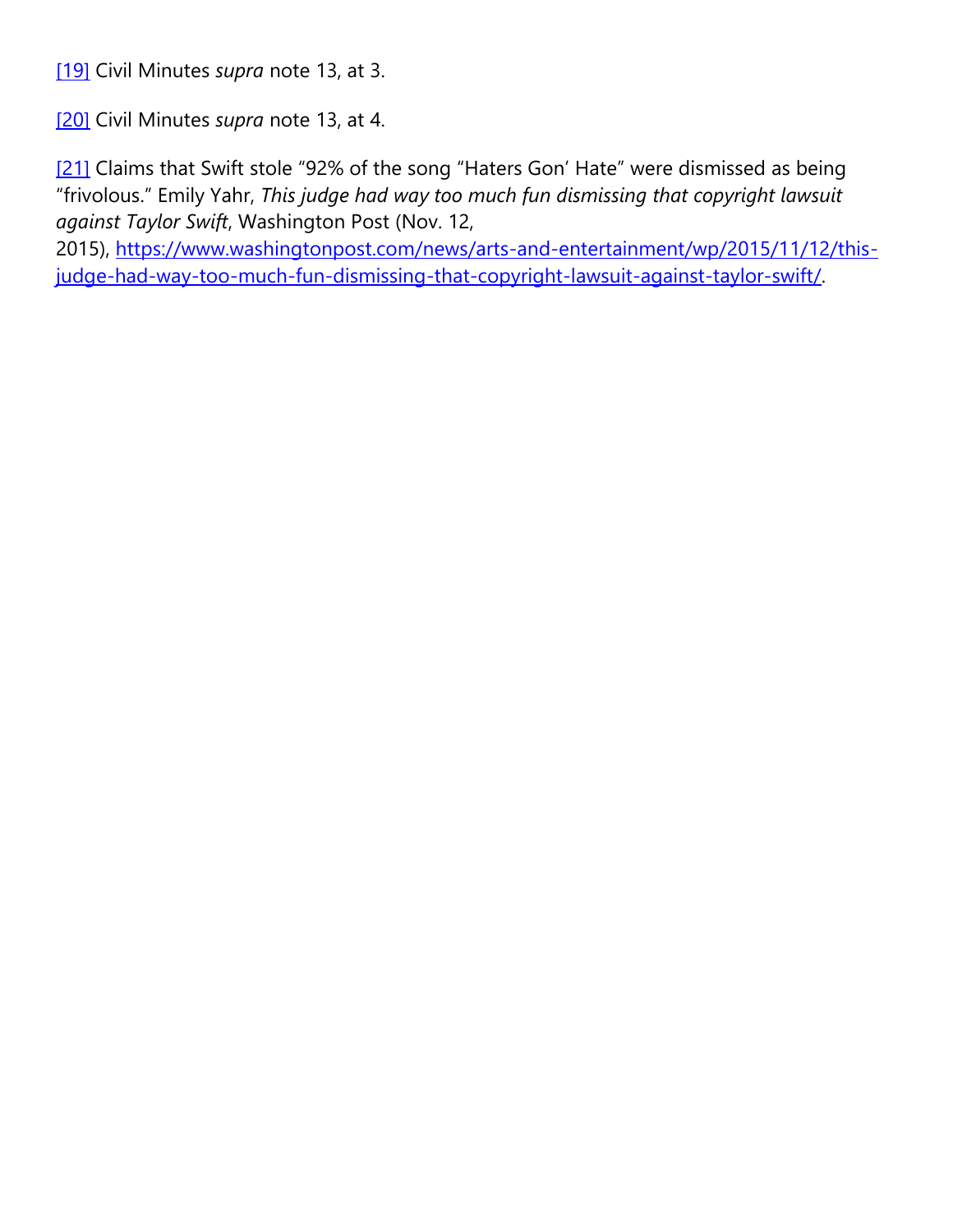[19] Civil Minutes *supra* note 13, at 3.

[20] Civil Minutes *supra* note 13, at 4.

[21] Claims that Swift stole "92% of the song "Haters Gon' Hate" were dismissed as being "frivolous." Emily Yahr, *This judge had way too much fun dismissing that copyright lawsuit against Taylor Swift*, Washington Post (Nov. 12, 2015), https://www.washingtonpost.com/news/arts-and-entertainment/wp/2015/11/12/this-judge-had-way-too-much-fun-dismissing-that-copyright-lawsuit-against-taylor-swift/.